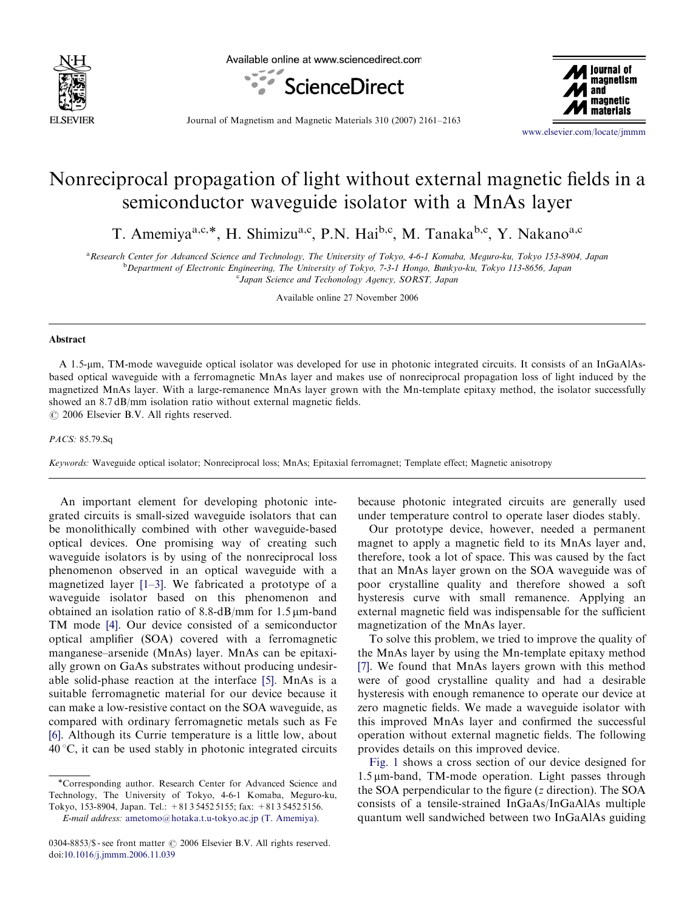# Nonreciprocal propagation of light without external magnetic fields in a semiconductor waveguide isolator with a MnAs layer

T. Amemiya[a,c,*], H. Shimizu[a,c], P.N. Hai[b,c], M. Tanaka[b,c], Y. Nakano[a,c]

[a] Research Center for Advanced Science and Technology, The University of Tokyo, 4-6-1 Komaba, Meguro-ku, Tokyo 153-8904, Japan
[b] Department of Electronic Engineering, The University of Tokyo, 7-3-1 Hongo, Bunkyo-ku, Tokyo 113-8656, Japan
[c] Japan Science and Techonology Agency, SORST, Japan

Available online 27 November 2006

## Abstract

A 1.5-μm, TM-mode waveguide optical isolator was developed for use in photonic integrated circuits. It consists of an InGaAlAs-based optical waveguide with a ferromagnetic MnAs layer and makes use of nonreciprocal propagation loss of light induced by the magnetized MnAs layer. With a large-remanence MnAs layer grown with the Mn-template epitaxy method, the isolator successfully showed an 8.7 dB/mm isolation ratio without external magnetic fields.

© 2006 Elsevier B.V. All rights reserved.

*PACS:* 85.79.Sq

*Keywords:* Waveguide optical isolator; Nonreciprocal loss; MnAs; Epitaxial ferromagnet; Template effect; Magnetic anisotropy

An important element for developing photonic integrated circuits is small-sized waveguide isolators that can be monolithically combined with other waveguide-based optical devices. One promising way of creating such waveguide isolators is by using of the nonreciprocal loss phenomenon observed in an optical waveguide with a magnetized layer [1–3]. We fabricated a prototype of a waveguide isolator based on this phenomenon and obtained an isolation ratio of 8.8-dB/mm for 1.5 μm-band TM mode [4]. Our device consisted of a semiconductor optical amplifier (SOA) covered with a ferromagnetic manganese–arsenide (MnAs) layer. MnAs can be epitaxially grown on GaAs substrates without producing undesirable solid-phase reaction at the interface [5]. MnAs is a suitable ferromagnetic material for our device because it can make a low-resistive contact on the SOA waveguide, as compared with ordinary ferromagnetic metals such as Fe [6]. Although its Currie temperature is a little low, about 40 °C, it can be used stably in photonic integrated circuits because photonic integrated circuits are generally used under temperature control to operate laser diodes stably.

Our prototype device, however, needed a permanent magnet to apply a magnetic field to its MnAs layer and, therefore, took a lot of space. This was caused by the fact that an MnAs layer grown on the SOA waveguide was of poor crystalline quality and therefore showed a soft hysteresis curve with small remanence. Applying an external magnetic field was indispensable for the sufficient magnetization of the MnAs layer.

To solve this problem, we tried to improve the quality of the MnAs layer by using the Mn-template epitaxy method [7]. We found that MnAs layers grown with this method were of good crystalline quality and had a desirable hysteresis with enough remanence to operate our device at zero magnetic fields. We made a waveguide isolator with this improved MnAs layer and confirmed the successful operation without external magnetic fields. The following provides details on this improved device.

Fig. 1 shows a cross section of our device designed for 1.5 μm-band, TM-mode operation. Light passes through the SOA perpendicular to the figure (*z* direction). The SOA consists of a tensile-strained InGaAs/InGaAlAs multiple quantum well sandwiched between two InGaAlAs guiding

*Corresponding author. Research Center for Advanced Science and Technology, The University of Tokyo, 4-6-1 Komaba, Meguro-ku, Tokyo, 153-8904, Japan. Tel.: +81 3 5452 5155; fax: +81 3 5452 5156.
*E-mail address:* ametomo@hotaka.t.u-tokyo.ac.jp (T. Amemiya).

0304-8853/$ - see front matter © 2006 Elsevier B.V. All rights reserved.
doi:10.1016/j.jmmm.2006.11.039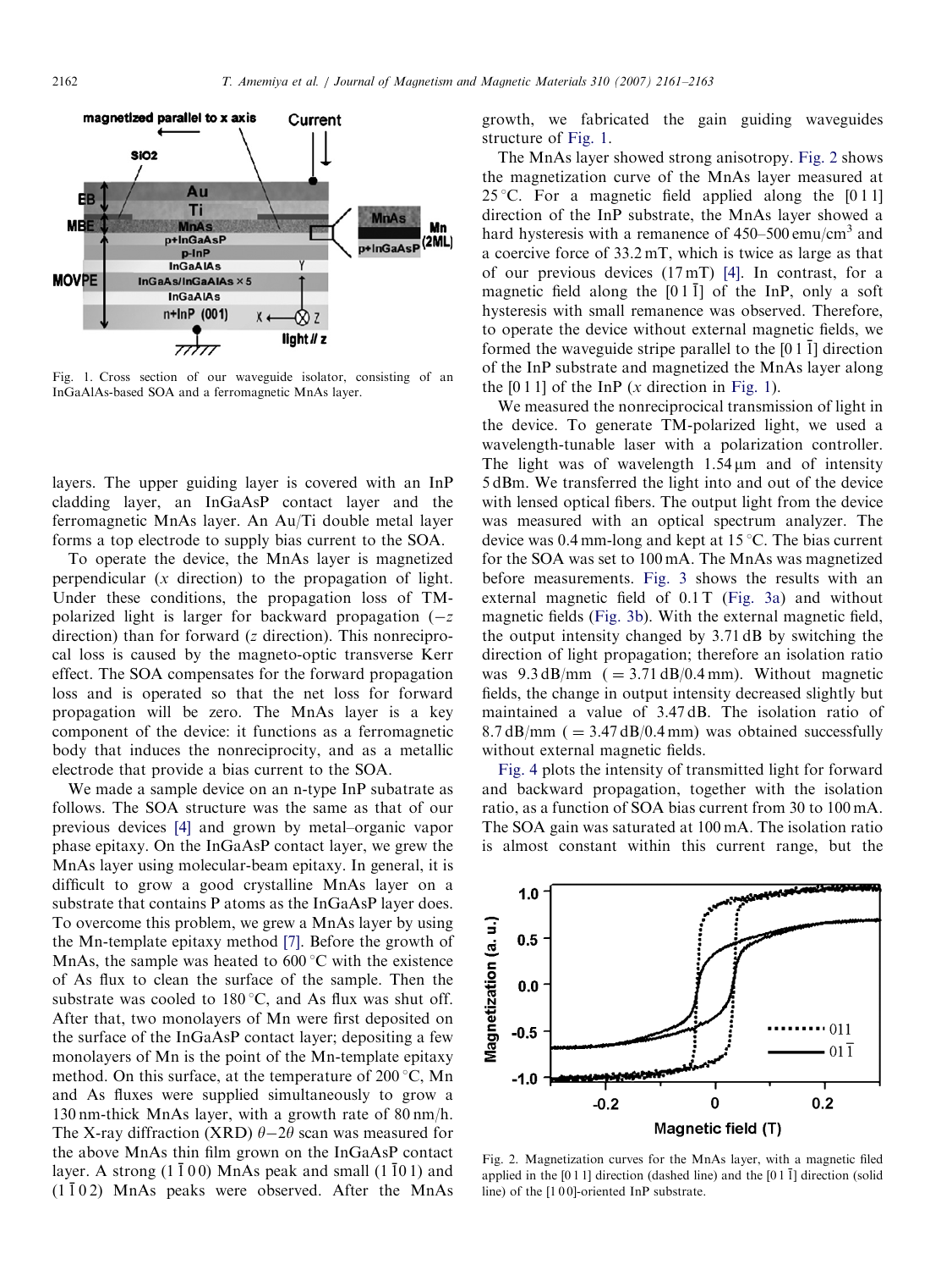Fig. 1. Cross section of our waveguide isolator, consisting of an InGaAlAs-based SOA and a ferromagnetic MnAs layer.

layers. The upper guiding layer is covered with an InP cladding layer, an InGaAsP contact layer and the ferromagnetic MnAs layer. An Au/Ti double metal layer forms a top electrode to supply bias current to the SOA.

To operate the device, the MnAs layer is magnetized perpendicular ($x$ direction) to the propagation of light. Under these conditions, the propagation loss of TM-polarized light is larger for backward propagation ($-z$ direction) than for forward ($z$ direction). This nonreciprocal loss is caused by the magneto-optic transverse Kerr effect. The SOA compensates for the forward propagation loss and is operated so that the net loss for forward propagation will be zero. The MnAs layer is a key component of the device: it functions as a ferromagnetic body that induces the nonreciprocity, and as a metallic electrode that provide a bias current to the SOA.

We made a sample device on an n-type InP subatrate as follows. The SOA structure was the same as that of our previous devices [4] and grown by metal–organic vapor phase epitaxy. On the InGaAsP contact layer, we grew the MnAs layer using molecular-beam epitaxy. In general, it is difficult to grow a good crystalline MnAs layer on a substrate that contains P atoms as the InGaAsP layer does. To overcome this problem, we grew a MnAs layer by using the Mn-template epitaxy method [7]. Before the growth of MnAs, the sample was heated to 600 °C with the existence of As flux to clean the surface of the sample. Then the substrate was cooled to 180 °C, and As flux was shut off. After that, two monolayers of Mn were first deposited on the surface of the InGaAsP contact layer; depositing a few monolayers of Mn is the point of the Mn-template epitaxy method. On this surface, at the temperature of 200 °C, Mn and As fluxes were supplied simultaneously to grow a 130 nm-thick MnAs layer, with a growth rate of 80 nm/h. The X-ray diffraction (XRD) $\theta-2\theta$ scan was measured for the above MnAs thin film grown on the InGaAsP contact layer. A strong $(1\,\bar{1}\,0\,0)$ MnAs peak and small $(1\,\bar{1}\,0\,1)$ and $(1\,\bar{1}\,0\,2)$ MnAs peaks were observed. After the MnAs growth, we fabricated the gain guiding waveguides structure of Fig. 1.

The MnAs layer showed strong anisotropy. Fig. 2 shows the magnetization curve of the MnAs layer measured at 25 °C. For a magnetic field applied along the [0 1 1] direction of the InP substrate, the MnAs layer showed a hard hysteresis with a remanence of 450–500 emu/cm$^3$ and a coercive force of 33.2 mT, which is twice as large as that of our previous devices (17 mT) [4]. In contrast, for a magnetic field along the $[0\,1\,\bar{1}]$ of the InP, only a soft hysteresis with small remanence was observed. Therefore, to operate the device without external magnetic fields, we formed the waveguide stripe parallel to the $[0\,1\,\bar{1}]$ direction of the InP substrate and magnetized the MnAs layer along the [0 1 1] of the InP ($x$ direction in Fig. 1).

We measured the nonreciprocal transmission of light in the device. To generate TM-polarized light, we used a wavelength-tunable laser with a polarization controller. The light was of wavelength 1.54 μm and of intensity 5 dBm. We transferred the light into and out of the device with lensed optical fibers. The output light from the device was measured with an optical spectrum analyzer. The device was 0.4 mm-long and kept at 15 °C. The bias current for the SOA was set to 100 mA. The MnAs was magnetized before measurements. Fig. 3 shows the results with an external magnetic field of 0.1 T (Fig. 3a) and without magnetic fields (Fig. 3b). With the external magnetic field, the output intensity changed by 3.71 dB by switching the direction of light propagation; therefore an isolation ratio was 9.3 dB/mm (= 3.71 dB/0.4 mm). Without magnetic fields, the change in output intensity decreased slightly but maintained a value of 3.47 dB. The isolation ratio of 8.7 dB/mm (= 3.47 dB/0.4 mm) was obtained successfully without external magnetic fields.

Fig. 4 plots the intensity of transmitted light for forward and backward propagation, together with the isolation ratio, as a function of SOA bias current from 30 to 100 mA. The SOA gain was saturated at 100 mA. The isolation ratio is almost constant within this current range, but the

Fig. 2. Magnetization curves for the MnAs layer, with a magnetic filed applied in the [0 1 1] direction (dashed line) and the $[0\,1\,\bar{1}]$ direction (solid line) of the [1 0 0]-oriented InP substrate.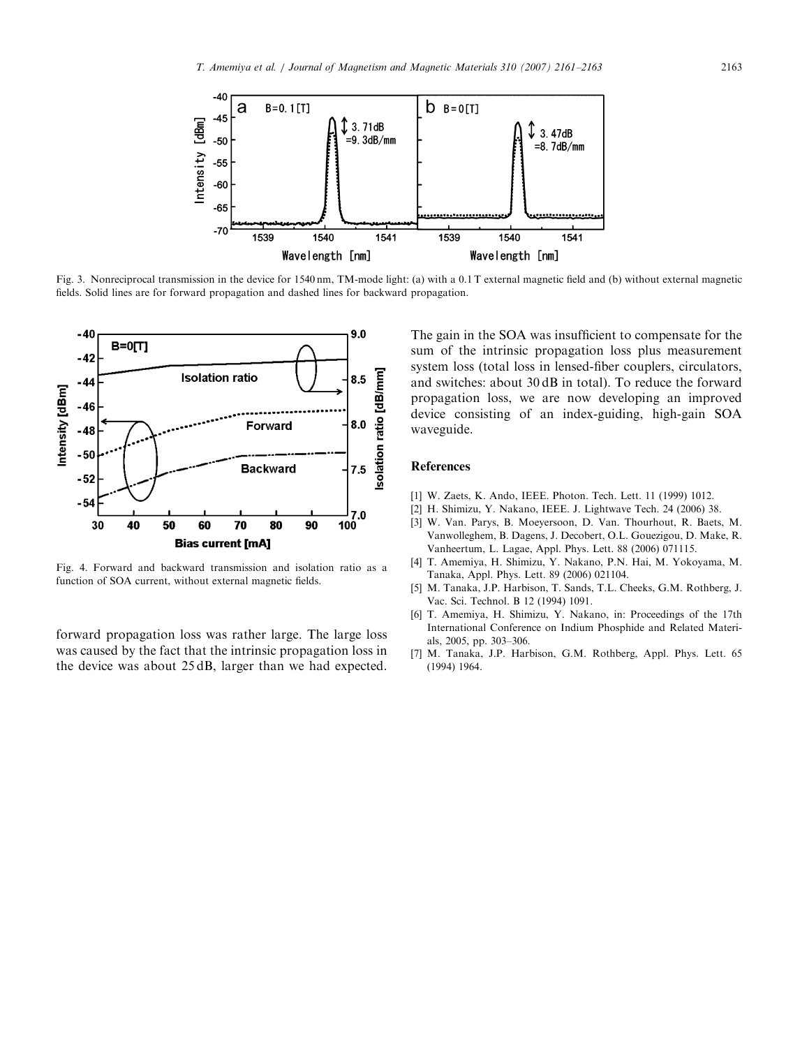a B=0.1[T]

b B=0[T]

Intensity [dBm]

-40
-45
-50
-55
-60
-65
-70

3.71dB
=9.3dB/mm

3.47dB
=8.7dB/mm

1539 1540 1541

Wavelength [nm]

Fig. 3. Nonreciprocal transmission in the device for 1540 nm, TM-mode light: (a) with a 0.1 T external magnetic field and (b) without external magnetic fields. Solid lines are for forward propagation and dashed lines for backward propagation.

B=0[T]

Isolation ratio

Forward

Backward

Intensity [dBm]

-40
-42
-44
-46
-48
-50
-52
-54

Isolation ratio [dB/mm]

9.0
8.5
8.0
7.5
7.0

30 40 50 60 70 80 90 100

Bias current [mA]

Fig. 4. Forward and backward transmission and isolation ratio as a function of SOA current, without external magnetic fields.

forward propagation loss was rather large. The large loss was caused by the fact that the intrinsic propagation loss in the device was about 25 dB, larger than we had expected. The gain in the SOA was insufficient to compensate for the sum of the intrinsic propagation loss plus measurement system loss (total loss in lensed-fiber couplers, circulators, and switches: about 30 dB in total). To reduce the forward propagation loss, we are now developing an improved device consisting of an index-guiding, high-gain SOA waveguide.

## References

[1] W. Zaets, K. Ando, IEEE. Photon. Tech. Lett. 11 (1999) 1012.

[2] H. Shimizu, Y. Nakano, IEEE. J. Lightwave Tech. 24 (2006) 38.

[3] W. Van. Parys, B. Moeyersoon, D. Van. Thourhout, R. Baets, M. Vanwolleghem, B. Dagens, J. Decobert, O.L. Gouezigou, D. Make, R. Vanheertum, L. Lagae, Appl. Phys. Lett. 88 (2006) 071115.

[4] T. Amemiya, H. Shimizu, Y. Nakano, P.N. Hai, M. Yokoyama, M. Tanaka, Appl. Phys. Lett. 89 (2006) 021104.

[5] M. Tanaka, J.P. Harbison, T. Sands, T.L. Cheeks, G.M. Rothberg, J. Vac. Sci. Technol. B 12 (1994) 1091.

[6] T. Amemiya, H. Shimizu, Y. Nakano, in: Proceedings of the 17th International Conference on Indium Phosphide and Related Materials, 2005, pp. 303–306.

[7] M. Tanaka, J.P. Harbison, G.M. Rothberg, Appl. Phys. Lett. 65 (1994) 1964.